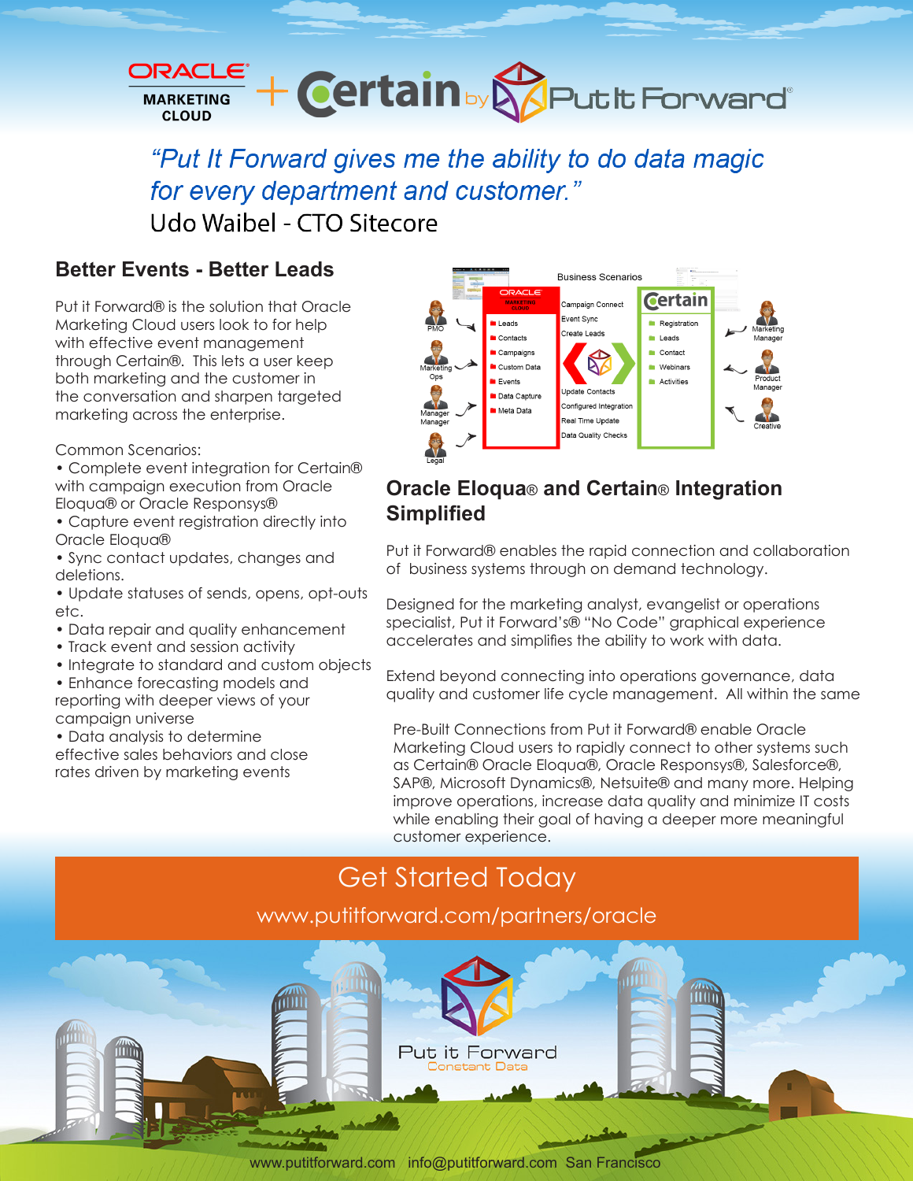# Oracle Marketing Cloud + Certain by Put It Forward

*"Put It Forward gives me the ability to do data magic for every department and customer."*

Udo Waibel - CTO Sitecore

## Better Events - Better Leads

Put it Forward® is the solution that Oracle Marketing Cloud users look to for help with effective event management through Certain®. This lets a user keep both marketing and the customer in the conversation and sharpen targeted marketing across the enterprise.

Common Scenarios:

- Complete event integration for Certain® with campaign execution from Oracle Eloqua® or Oracle Responsys®
- Capture event registration directly into Oracle Eloqua®
- Sync contact updates, changes and deletions.
- Update statuses of sends, opens, opt-outs etc.
- Data repair and quality enhancement
- Track event and session activity
- Integrate to standard and custom objects
- Enhance forecasting models and reporting with deeper views of your campaign universe
- Data analysis to determine effective sales behaviors and close rates driven by marketing events

Business Scenarios

| Oracle Marketing Cloud | Business Scenarios | Certain |
| --- | --- | --- |
| Leads | Campaign Connect | Registration |
| Contacts | Event Sync | Leads |
| Campaigns | Create Leads | Contact |
| Custom Data | Update Contacts | Webinars |
| Events | Configured Integration | Activities |
| Data Capture | Real Time Update | |
| Meta Data | Data Quality Checks | |

PMO, Marketing Ops, Manager Manager, Legal, Marketing Manager, Product Manager, Creative

## Oracle Eloqua® and Certain® Integration Simplified

Put it Forward® enables the rapid connection and collaboration of business systems through on demand technology.

Designed for the marketing analyst, evangelist or operations specialist, Put it Forward's® "No Code" graphical experience accelerates and simplifies the ability to work with data.

Extend beyond connecting into operations governance, data quality and customer life cycle management. All within the same

Pre-Built Connections from Put it Forward® enable Oracle Marketing Cloud users to rapidly connect to other systems such as Certain® Oracle Eloqua®, Oracle Responsys®, Salesforce®, SAP®, Microsoft Dynamics®, Netsuite® and many more. Helping improve operations, increase data quality and minimize IT costs while enabling their goal of having a deeper more meaningful customer experience.

## Get Started Today

www.putitforward.com/partners/oracle

Put it Forward
Constant Data

www.putitforward.com info@putitforward.com San Francisco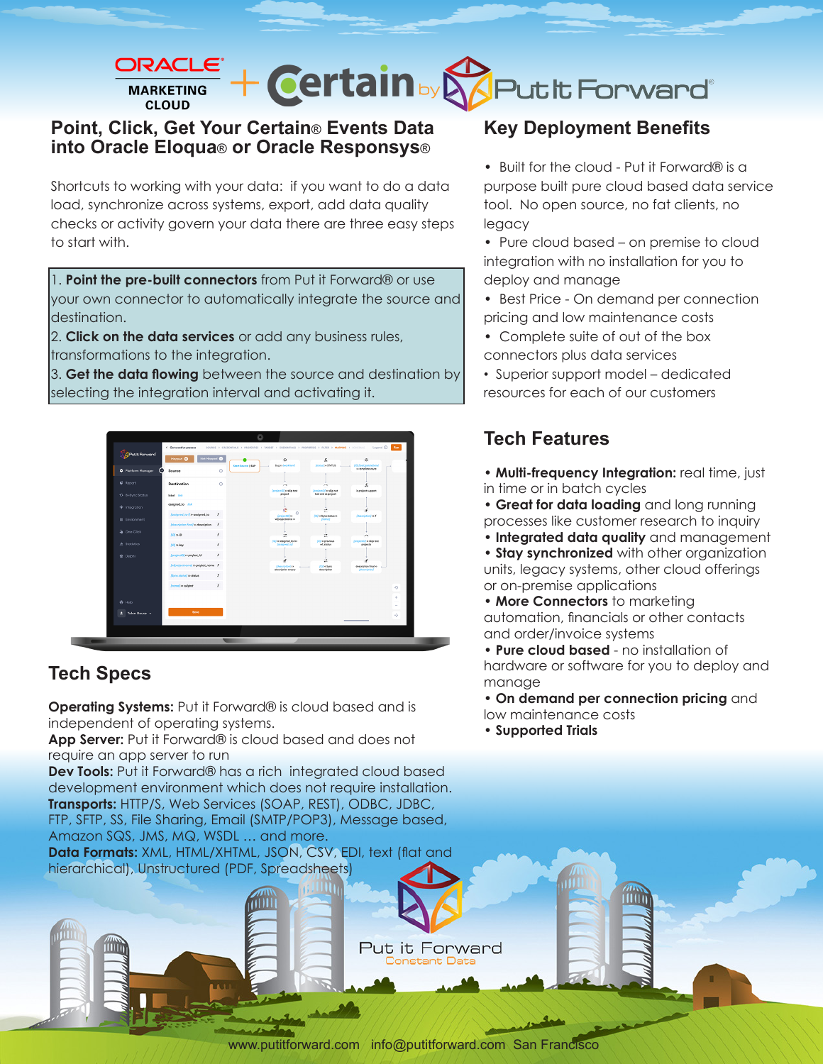ORACLE MARKETING CLOUD + Certain by Put It Forward®

## Point, Click, Get Your Certain® Events Data into Oracle Eloqua® or Oracle Responsys®

Shortcuts to working with your data: if you want to do a data load, synchronize across systems, export, add data quality checks or activity govern your data there are three easy steps to start with.

1. **Point the pre-built connectors** from Put it Forward® or use your own connector to automatically integrate the source and destination.
2. **Click on the data services** or add any business rules, transformations to the integration.
3. **Get the data flowing** between the source and destination by selecting the integration interval and activating it.

## Tech Specs

**Operating Systems:** Put it Forward® is cloud based and is independent of operating systems.
**App Server:** Put it Forward® is cloud based and does not require an app server to run
**Dev Tools:** Put it Forward® has a rich integrated cloud based development environment which does not require installation.
**Transports:** HTTP/S, Web Services (SOAP, REST), ODBC, JDBC, FTP, SFTP, SS, File Sharing, Email (SMTP/POP3), Message based, Amazon SQS, JMS, MQ, WSDL … and more.
**Data Formats:** XML, HTML/XHTML, JSON, CSV, EDI, text (flat and hierarchical), Unstructured (PDF, Spreadsheets)

## Key Deployment Benefits

- Built for the cloud - Put it Forward® is a purpose built pure cloud based data service tool. No open source, no fat clients, no legacy
- Pure cloud based – on premise to cloud integration with no installation for you to deploy and manage
- Best Price - On demand per connection pricing and low maintenance costs
- Complete suite of out of the box connectors plus data services
- Superior support model – dedicated resources for each of our customers

## Tech Features

- **Multi-frequency Integration:** real time, just in time or in batch cycles
- **Great for data loading** and long running processes like customer research to inquiry
- **Integrated data quality** and management
- **Stay synchronized** with other organization units, legacy systems, other cloud offerings or on-premise applications
- **More Connectors** to marketing automation, financials or other contacts and order/invoice systems
- **Pure cloud based** - no installation of hardware or software for you to deploy and manage
- **On demand per connection pricing** and low maintenance costs
- **Supported Trials**

Put it Forward
Constant Data

www.putitforward.com info@putitforward.com San Francisco